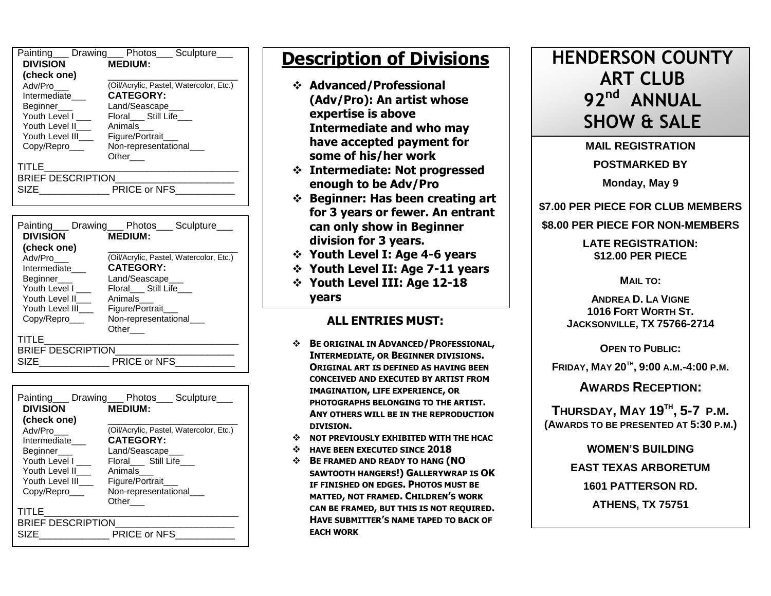Painting___ Drawing___ Photos___ Sculpture___

**DIVISION (check one)**
- Adv/Pro___
- Intermediate___
- Beginner___
- Youth Level I ___
- Youth Level II___
- Youth Level III___
- Copy/Repro___

**MEDIUM:** ______________________
(Oil/Acrylic, Pastel, Watercolor, Etc.)

**CATEGORY:**
- Land/Seascape___
- Floral___ Still Life___
- Animals___
- Figure/Portrait___
- Non-representational___
- Other___

TITLE____________________________________

BRIEF DESCRIPTION_______________________

SIZE_____________ PRICE or NFS___________

---

Painting___ Drawing___ Photos___ Sculpture___

**DIVISION (check one)**
- Adv/Pro___
- Intermediate___
- Beginner___
- Youth Level I ___
- Youth Level II___
- Youth Level III___
- Copy/Repro___

**MEDIUM:** ______________________
(Oil/Acrylic, Pastel, Watercolor, Etc.)

**CATEGORY:**
- Land/Seascape___
- Floral___ Still Life___
- Animals___
- Figure/Portrait___
- Non-representational___
- Other___

TITLE____________________________________

BRIEF DESCRIPTION_______________________

SIZE_____________ PRICE or NFS___________

---

Painting___ Drawing___ Photos___ Sculpture___

**DIVISION (check one)**
- Adv/Pro___
- Intermediate___
- Beginner___
- Youth Level I ___
- Youth Level II___
- Youth Level III___
- Copy/Repro___

**MEDIUM:** ______________________
(Oil/Acrylic, Pastel, Watercolor, Etc.)

**CATEGORY:**
- Land/Seascape___
- Floral___ Still Life___
- Animals___
- Figure/Portrait___
- Non-representational___
- Other___

TITLE____________________________________

BRIEF DESCRIPTION_______________________

SIZE_____________ PRICE or NFS___________

---

# Description of Divisions

- **Advanced/Professional (Adv/Pro): An artist whose expertise is above Intermediate and who may have accepted payment for some of his/her work**
- **Intermediate: Not progressed enough to be Adv/Pro**
- **Beginner: Has been creating art for 3 years or fewer. An entrant can only show in Beginner division for 3 years.**
- **Youth Level I: Age 4-6 years**
- **Youth Level II: Age 7-11 years**
- **Youth Level III: Age 12-18 years**

## ALL ENTRIES MUST:

- **BE ORIGINAL IN ADVANCED/PROFESSIONAL, INTERMEDIATE, OR BEGINNER DIVISIONS. ORIGINAL ART IS DEFINED AS HAVING BEEN CONCEIVED AND EXECUTED BY ARTIST FROM IMAGINATION, LIFE EXPERIENCE, OR PHOTOGRAPHS BELONGING TO THE ARTIST. ANY OTHERS WILL BE IN THE REPRODUCTION DIVISION.**
- **NOT PREVIOUSLY EXHIBITED WITH THE HCAC**
- **HAVE BEEN EXECUTED SINCE 2018**
- **BE FRAMED AND READY TO HANG (NO SAWTOOTH HANGERS!) GALLERYWRAP IS OK IF FINISHED ON EDGES. PHOTOS MUST BE MATTED, NOT FRAMED. CHILDREN'S WORK CAN BE FRAMED, BUT THIS IS NOT REQUIRED. HAVE SUBMITTER'S NAME TAPED TO BACK OF EACH WORK**

---

# HENDERSON COUNTY ART CLUB 92nd ANNUAL SHOW & SALE

**MAIL REGISTRATION**

**POSTMARKED BY**

**Monday, May 9**

**$7.00 PER PIECE FOR CLUB MEMBERS**

**$8.00 PER PIECE FOR NON-MEMBERS**

**LATE REGISTRATION: $12.00 PER PIECE**

**MAIL TO:**

**ANDREA D. LA VIGNE**
**1016 FORT WORTH ST.**
**JACKSONVILLE, TX 75766-2714**

**OPEN TO PUBLIC:**

**FRIDAY, MAY 20TH, 9:00 A.M.-4:00 P.M.**

**AWARDS RECEPTION:**

**THURSDAY, MAY 19TH, 5-7 P.M.**
**(AWARDS TO BE PRESENTED AT 5:30 P.M.)**

**WOMEN'S BUILDING**

**EAST TEXAS ARBORETUM**

**1601 PATTERSON RD.**

**ATHENS, TX 75751**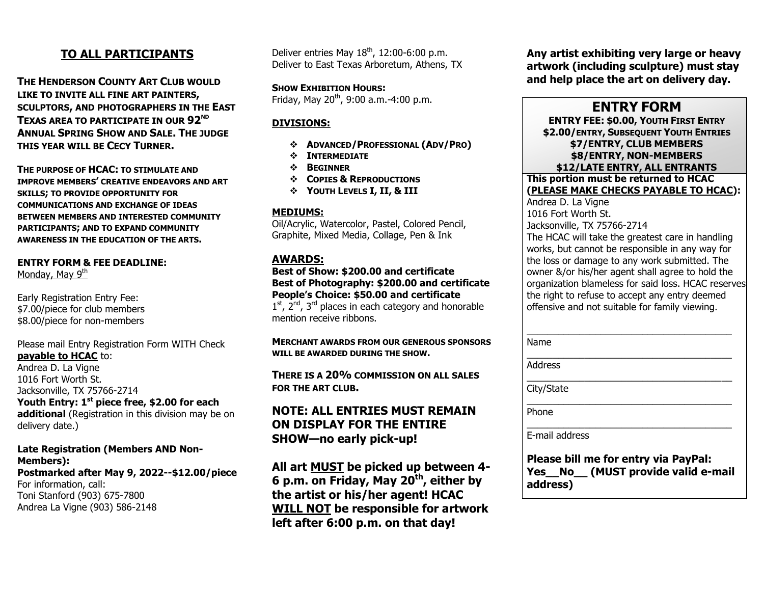## TO ALL PARTICIPANTS

**THE HENDERSON COUNTY ART CLUB WOULD LIKE TO INVITE ALL FINE ART PAINTERS, SCULPTORS, AND PHOTOGRAPHERS IN THE EAST TEXAS AREA TO PARTICIPATE IN OUR 92ND ANNUAL SPRING SHOW AND SALE. THE JUDGE THIS YEAR WILL BE CECY TURNER.**

**THE PURPOSE OF HCAC: TO STIMULATE AND IMPROVE MEMBERS' CREATIVE ENDEAVORS AND ART SKILLS; TO PROVIDE OPPORTUNITY FOR COMMUNICATIONS AND EXCHANGE OF IDEAS BETWEEN MEMBERS AND INTERESTED COMMUNITY PARTICIPANTS; AND TO EXPAND COMMUNITY AWARENESS IN THE EDUCATION OF THE ARTS.**

**ENTRY FORM & FEE DEADLINE:**
Monday, May 9th

Early Registration Entry Fee:
$7.00/piece for club members
$8.00/piece for non-members

Please mail Entry Registration Form WITH Check **payable to HCAC** to:
Andrea D. La Vigne
1016 Fort Worth St.
Jacksonville, TX 75766-2714
**Youth Entry: 1st piece free, $2.00 for each additional** (Registration in this division may be on delivery date.)

**Late Registration (Members AND Non-Members):**
**Postmarked after May 9, 2022--$12.00/piece**
For information, call:
Toni Stanford (903) 675-7800
Andrea La Vigne (903) 586-2148

Deliver entries May 18th, 12:00-6:00 p.m.
Deliver to East Texas Arboretum, Athens, TX

**SHOW EXHIBITION HOURS:**
Friday, May 20th, 9:00 a.m.-4:00 p.m.

**DIVISIONS:**

- **ADVANCED/PROFESSIONAL (ADV/PRO)**
- **INTERMEDIATE**
- **BEGINNER**
- **COPIES & REPRODUCTIONS**
- **YOUTH LEVELS I, II, & III**

**MEDIUMS:**
Oil/Acrylic, Watercolor, Pastel, Colored Pencil, Graphite, Mixed Media, Collage, Pen & Ink

**AWARDS:**
**Best of Show: $200.00 and certificate**
**Best of Photography: $200.00 and certificate**
**People's Choice: $50.00 and certificate**
1st, 2nd, 3rd places in each category and honorable mention receive ribbons.

**MERCHANT AWARDS FROM OUR GENEROUS SPONSORS WILL BE AWARDED DURING THE SHOW.**

**THERE IS A 20% COMMISSION ON ALL SALES FOR THE ART CLUB.**

**NOTE: ALL ENTRIES MUST REMAIN ON DISPLAY FOR THE ENTIRE SHOW—no early pick-up!**

**All art MUST be picked up between 4-6 p.m. on Friday, May 20th, either by the artist or his/her agent! HCAC WILL NOT be responsible for artwork left after 6:00 p.m. on that day!**

**Any artist exhibiting very large or heavy artwork (including sculpture) must stay and help place the art on delivery day.**

## ENTRY FORM

**ENTRY FEE: $0.00, YOUTH FIRST ENTRY**
**$2.00/ENTRY, SUBSEQUENT YOUTH ENTRIES**
**$7/ENTRY, CLUB MEMBERS**
**$8/ENTRY, NON-MEMBERS**
**$12/LATE ENTRY, ALL ENTRANTS**

**This portion must be returned to HCAC (PLEASE MAKE CHECKS PAYABLE TO HCAC):**
Andrea D. La Vigne
1016 Fort Worth St.
Jacksonville, TX 75766-2714
The HCAC will take the greatest care in handling works, but cannot be responsible in any way for the loss or damage to any work submitted. The owner &/or his/her agent shall agree to hold the organization blameless for said loss. HCAC reserves the right to refuse to accept any entry deemed offensive and not suitable for family viewing.

______________________________________
Name
______________________________________
Address
______________________________________
City/State
______________________________________
Phone
______________________________________
E-mail address

**Please bill me for entry via PayPal: Yes__No__ (MUST provide valid e-mail address)**